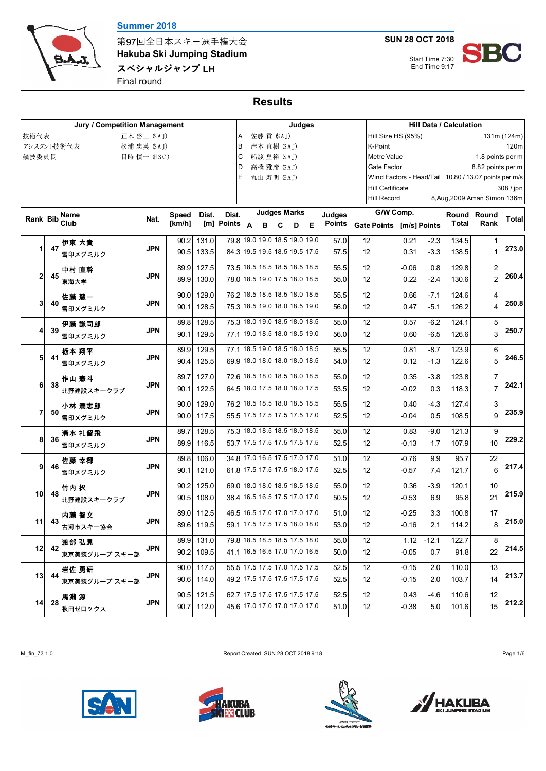Summer 2018

第97回全日本スキー選手権大会

**Hakuba Ski Jumping Stadium**

**スペシャルジャンプ LH**

Final round

**SUN 28 OCT 2018**

Start Time 7:30
End Time 9:17

## Results

| Jury / Competition Management | | Judges | | Hill Data / Calculation | |
|---|---|---|---|---|---|
| 技術代表 | 正木 啓三 (SAJ) | A | 佐藤 貢 (SAJ) | Hill Size HS (95%) | 131m (124m) |
| アシスタント技術代表 | 松浦 忠英 (SAJ) | B | 岸本 直樹 (SAJ) | K-Point | 120m |
| 競技委員長 | 目時 慎一 (ISC) | C | 船渡 皇裕 (SAJ) | Metre Value | 1.8 points per m |
| | | D | 高橋 雅彦 (SAJ) | Gate Factor | 8.82 points per m |
| | | E | 丸山 寿明 (SAJ) | Wind Factors - Head/Tail | 10.80 / 13.07 points per m/s |
| | | | | Hill Certificate | 308 / jpn |
| | | | | Hill Record | 8,Aug,2009 Aman Simon 136m |

| Rank | Bib | Name / Club | Nat. | Speed [km/h] | Dist. [m] | Dist. Points | A | B | C | D | E | Judges Points | Gate | Gate Points | Wind [m/s] | Wind Points | Round Total | Round Rank | Total |
|---|---|---|---|---|---|---|---|---|---|---|---|---|---|---|---|---|---|---|---|
| 1 | 47 | 伊東 大貴 / 雪印メグミルク | JPN | 90.2 | 131.0 | 79.8 | 19.0 | 19.0 | 18.5 | 19.0 | 19.0 | 57.0 | 12 | | 0.21 | -2.3 | 134.5 | 1 | 273.0 |
| | | | | 90.5 | 133.5 | 84.3 | 19.5 | 19.5 | 18.5 | 19.5 | 17.5 | 57.5 | 12 | | 0.31 | -3.3 | 138.5 | 1 | |
| 2 | 45 | 中村 直幹 / 東海大学 | JPN | 89.9 | 127.5 | 73.5 | 18.5 | 18.5 | 18.5 | 18.5 | 18.5 | 55.5 | 12 | | -0.06 | 0.8 | 129.8 | 2 | 260.4 |
| | | | | 89.9 | 130.0 | 78.0 | 18.5 | 19.0 | 17.5 | 18.0 | 18.5 | 55.0 | 12 | | 0.22 | -2.4 | 130.6 | 2 | |
| 3 | 40 | 佐藤 慧一 / 雪印メグミルク | JPN | 90.0 | 129.0 | 76.2 | 18.5 | 18.5 | 18.5 | 18.0 | 18.5 | 55.5 | 12 | | 0.66 | -7.1 | 124.6 | 4 | 250.8 |
| | | | | 90.1 | 128.5 | 75.3 | 18.5 | 19.0 | 18.0 | 18.5 | 19.0 | 56.0 | 12 | | 0.47 | -5.1 | 126.2 | 4 | |
| 4 | 39 | 伊藤 謙司郎 / 雪印メグミルク | JPN | 89.8 | 128.5 | 75.3 | 18.0 | 19.0 | 18.5 | 18.0 | 18.5 | 55.0 | 12 | | 0.57 | -6.2 | 124.1 | 5 | 250.7 |
| | | | | 90.1 | 129.5 | 77.1 | 19.0 | 18.5 | 18.0 | 18.5 | 19.0 | 56.0 | 12 | | 0.60 | -6.5 | 126.6 | 3 | |
| 5 | 41 | 栃本 翔平 / 雪印メグミルク | JPN | 89.9 | 129.5 | 77.1 | 18.5 | 19.0 | 18.5 | 18.0 | 18.5 | 55.5 | 12 | | 0.81 | -8.7 | 123.9 | 6 | 246.5 |
| | | | | 90.4 | 125.5 | 69.9 | 18.0 | 18.0 | 18.0 | 18.0 | 18.5 | 54.0 | 12 | | 0.12 | -1.3 | 122.6 | 5 | |
| 6 | 38 | 作山 憲斗 / 北野建設スキークラブ | JPN | 89.7 | 127.0 | 72.6 | 18.5 | 18.0 | 18.5 | 18.0 | 18.5 | 55.0 | 12 | | 0.35 | -3.8 | 123.8 | 7 | 242.1 |
| | | | | 90.1 | 122.5 | 64.5 | 18.0 | 17.5 | 18.0 | 18.0 | 17.5 | 53.5 | 12 | | -0.02 | 0.3 | 118.3 | 7 | |
| 7 | 50 | 小林 潤志郎 / 雪印メグミルク | JPN | 90.0 | 129.0 | 76.2 | 18.5 | 18.5 | 18.0 | 18.5 | 18.5 | 55.5 | 12 | | 0.40 | -4.3 | 127.4 | 3 | 235.9 |
| | | | | 90.0 | 117.5 | 55.5 | 17.5 | 17.5 | 17.5 | 17.5 | 17.0 | 52.5 | 12 | | -0.04 | 0.5 | 108.5 | 9 | |
| 8 | 36 | 清水 礼留飛 / 雪印メグミルク | JPN | 89.7 | 128.5 | 75.3 | 18.0 | 18.5 | 18.5 | 18.0 | 18.5 | 55.0 | 12 | | 0.83 | -9.0 | 121.3 | 9 | 229.2 |
| | | | | 89.9 | 116.5 | 53.7 | 17.5 | 17.5 | 17.5 | 17.5 | 17.5 | 52.5 | 12 | | -0.13 | 1.7 | 107.9 | 10 | |
| 9 | 46 | 佐藤 幸椰 / 雪印メグミルク | JPN | 89.8 | 106.0 | 34.8 | 17.0 | 16.5 | 17.5 | 17.0 | 17.0 | 51.0 | 12 | | -0.76 | 9.9 | 95.7 | 22 | 217.4 |
| | | | | 90.1 | 121.0 | 61.8 | 17.5 | 17.5 | 17.5 | 18.0 | 17.5 | 52.5 | 12 | | -0.57 | 7.4 | 121.7 | 6 | |
| 10 | 48 | 竹内 択 / 北野建設スキークラブ | JPN | 90.2 | 125.0 | 69.0 | 18.0 | 18.0 | 18.5 | 18.5 | 18.5 | 55.0 | 12 | | 0.36 | -3.9 | 120.1 | 10 | 215.9 |
| | | | | 90.5 | 108.0 | 38.4 | 16.5 | 16.5 | 17.5 | 17.0 | 17.0 | 50.5 | 12 | | -0.53 | 6.9 | 95.8 | 21 | |
| 11 | 43 | 内藤 智文 / 古河市スキー協会 | JPN | 89.0 | 112.5 | 46.5 | 16.5 | 17.0 | 17.0 | 17.0 | 17.0 | 51.0 | 12 | | -0.25 | 3.3 | 100.8 | 17 | 215.0 |
| | | | | 89.6 | 119.5 | 59.1 | 17.5 | 17.5 | 17.5 | 18.0 | 18.0 | 53.0 | 12 | | -0.16 | 2.1 | 114.2 | 8 | |
| 12 | 42 | 渡部 弘晃 / 東京美装グループ スキー部 | JPN | 89.9 | 131.0 | 79.8 | 18.5 | 18.5 | 18.5 | 17.5 | 18.0 | 55.0 | 12 | | 1.12 | -12.1 | 122.7 | 8 | 214.5 |
| | | | | 90.2 | 109.5 | 41.1 | 16.5 | 16.5 | 17.0 | 17.0 | 16.5 | 50.0 | 12 | | -0.05 | 0.7 | 91.8 | 22 | |
| 13 | 44 | 岩佐 勇研 / 東京美装グループ スキー部 | JPN | 90.0 | 117.5 | 55.5 | 17.5 | 17.5 | 17.0 | 17.5 | 17.5 | 52.5 | 12 | | -0.15 | 2.0 | 110.0 | 13 | 213.7 |
| | | | | 90.6 | 114.0 | 49.2 | 17.5 | 17.5 | 17.5 | 17.5 | 17.5 | 52.5 | 12 | | -0.15 | 2.0 | 103.7 | 14 | |
| 14 | 28 | 馬淵 源 / 秋田ゼロックス | JPN | 90.5 | 121.5 | 62.7 | 17.5 | 17.5 | 17.5 | 17.5 | 17.5 | 52.5 | 12 | | 0.43 | -4.6 | 110.6 | 12 | 212.2 |
| | | | | 90.7 | 112.0 | 45.6 | 17.0 | 17.0 | 17.0 | 17.0 | 17.0 | 51.0 | 12 | | -0.38 | 5.0 | 101.6 | 15 | |

M_fin_73 1.0 Report Created SUN 28 OCT 2018 9:18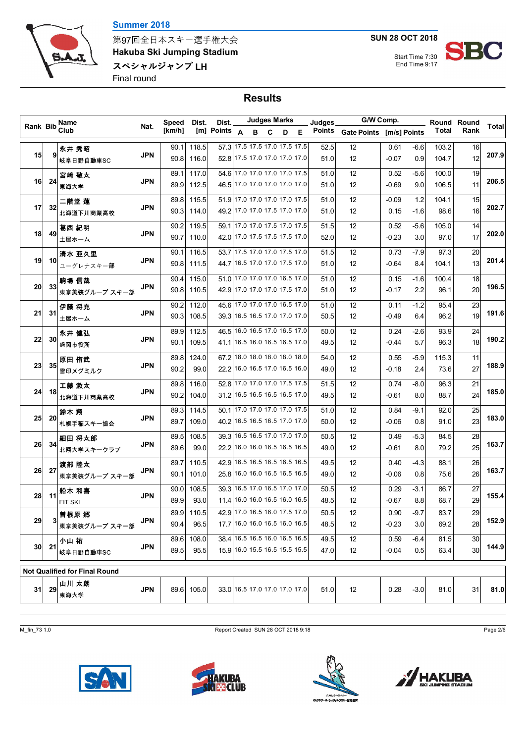Summer 2018

第97回全日本スキー選手権大会

**Hakuba Ski Jumping Stadium**

**スペシャルジャンプ LH**

Final round

**SUN 28 OCT 2018**

Start Time 7:30
End Time 9:17

## Results

| Rank | Bib | Name / Club | Nat. | Speed [km/h] | Dist. [m] | Dist. Points | Judges Marks A | B | C | D | E | Judges Points | Gate | Gate Points | G/W Comp. [m/s] | G/W Points | Round Total | Round Rank | Total |
|---|---|---|---|---|---|---|---|---|---|---|---|---|---|---|---|---|---|---|---|
| 15 | 9 | 永井 秀昭 | JPN | 90.1 | 118.5 | 57.3 | 17.5 | 17.5 | 17.0 | 17.5 | 17.5 | 52.5 | 12 | | 0.61 | -6.6 | 103.2 | 16 | 207.9 |
| | | 岐阜日野自動車SC | | 90.8 | 116.0 | 52.8 | 17.5 | 17.0 | 17.0 | 17.0 | 17.0 | 51.0 | 12 | | -0.07 | 0.9 | 104.7 | 12 | |
| 16 | 24 | 宮崎 敬太 | JPN | 89.1 | 117.0 | 54.6 | 17.0 | 17.0 | 17.0 | 17.0 | 17.5 | 51.0 | 12 | | 0.52 | -5.6 | 100.0 | 19 | 206.5 |
| | | 東海大学 | | 89.9 | 112.5 | 46.5 | 17.0 | 17.0 | 17.0 | 17.0 | 17.0 | 51.0 | 12 | | -0.69 | 9.0 | 106.5 | 11 | |
| 17 | 32 | 二階堂 蓮 | JPN | 89.8 | 115.5 | 51.9 | 17.0 | 17.0 | 17.0 | 17.0 | 17.5 | 51.0 | 12 | | -0.09 | 1.2 | 104.1 | 15 | 202.7 |
| | | 北海道下川商業高校 | | 90.3 | 114.0 | 49.2 | 17.0 | 17.0 | 17.5 | 17.0 | 17.0 | 51.0 | 12 | | 0.15 | -1.6 | 98.6 | 16 | |
| 18 | 49 | 葛西 紀明 | JPN | 90.2 | 119.5 | 59.1 | 17.0 | 17.0 | 17.5 | 17.0 | 17.5 | 51.5 | 12 | | 0.52 | -5.6 | 105.0 | 14 | 202.0 |
| | | 土屋ホーム | | 90.7 | 110.0 | 42.0 | 17.0 | 17.5 | 17.5 | 17.5 | 17.0 | 52.0 | 12 | | -0.23 | 3.0 | 97.0 | 17 | |
| 19 | 10 | 清水 亜久里 | JPN | 90.1 | 116.5 | 53.7 | 17.5 | 17.0 | 17.0 | 17.5 | 17.0 | 51.5 | 12 | | 0.73 | -7.9 | 97.3 | 20 | 201.4 |
| | | ユーグレナスキー部 | | 90.8 | 111.5 | 44.7 | 16.5 | 17.0 | 17.0 | 17.5 | 17.0 | 51.0 | 12 | | -0.64 | 8.4 | 104.1 | 13 | |
| 20 | 33 | 駒場 信哉 | JPN | 90.4 | 115.0 | 51.0 | 17.0 | 17.0 | 17.0 | 16.5 | 17.0 | 51.0 | 12 | | 0.15 | -1.6 | 100.4 | 18 | 196.5 |
| | | 東京美装グループ スキー部 | | 90.8 | 110.5 | 42.9 | 17.0 | 17.0 | 17.0 | 17.5 | 17.0 | 51.0 | 12 | | -0.17 | 2.2 | 96.1 | 20 | |
| 21 | 31 | 伊藤 将充 | JPN | 90.2 | 112.0 | 45.6 | 17.0 | 17.0 | 17.0 | 16.5 | 17.0 | 51.0 | 12 | | 0.11 | -1.2 | 95.4 | 23 | 191.6 |
| | | 土屋ホーム | | 90.3 | 108.5 | 39.3 | 16.5 | 16.5 | 17.0 | 17.0 | 17.0 | 50.5 | 12 | | -0.49 | 6.4 | 96.2 | 19 | |
| 22 | 30 | 永井 健弘 | JPN | 89.9 | 112.5 | 46.5 | 16.0 | 16.5 | 17.0 | 16.5 | 17.0 | 50.0 | 12 | | 0.24 | -2.6 | 93.9 | 24 | 190.2 |
| | | 盛岡市役所 | | 90.1 | 109.5 | 41.1 | 16.5 | 16.0 | 16.5 | 16.5 | 17.0 | 49.5 | 12 | | -0.44 | 5.7 | 96.3 | 18 | |
| 23 | 35 | 原田 侑武 | JPN | 89.8 | 124.0 | 67.2 | 18.0 | 18.0 | 18.0 | 18.0 | 18.0 | 54.0 | 12 | | 0.55 | -5.9 | 115.3 | 11 | 188.9 |
| | | 雪印メグミルク | | 90.2 | 99.0 | 22.2 | 16.0 | 16.5 | 17.0 | 16.5 | 16.0 | 49.0 | 12 | | -0.18 | 2.4 | 73.6 | 27 | |
| 24 | 18 | 工藤 漱太 | JPN | 89.8 | 116.0 | 52.8 | 17.0 | 17.0 | 17.0 | 17.5 | 17.5 | 51.5 | 12 | | 0.74 | -8.0 | 96.3 | 21 | 185.0 |
| | | 北海道下川商業高校 | | 90.2 | 104.0 | 31.2 | 16.5 | 16.5 | 16.5 | 16.5 | 17.0 | 49.5 | 12 | | -0.61 | 8.0 | 88.7 | 24 | |
| 25 | 20 | 鈴木 翔 | JPN | 89.3 | 114.5 | 50.1 | 17.0 | 17.0 | 17.0 | 17.0 | 17.5 | 51.0 | 12 | | 0.84 | -9.1 | 92.0 | 25 | 183.0 |
| | | 札幌手稲スキー協会 | | 89.7 | 109.0 | 40.2 | 16.5 | 16.5 | 16.5 | 17.0 | 17.0 | 50.0 | 12 | | -0.06 | 0.8 | 91.0 | 23 | |
| 26 | 34 | 細田 将太郎 | JPN | 89.5 | 108.5 | 39.3 | 16.5 | 16.5 | 17.0 | 17.0 | 17.0 | 50.5 | 12 | | 0.49 | -5.3 | 84.5 | 28 | 163.7 |
| | | 北翔大学スキークラブ | | 89.6 | 99.0 | 22.2 | 16.0 | 16.0 | 16.5 | 16.5 | 16.5 | 49.0 | 12 | | -0.61 | 8.0 | 79.2 | 25 | |
| 26 | 27 | 渡部 陸太 | JPN | 89.7 | 110.5 | 42.9 | 16.5 | 16.5 | 16.5 | 16.5 | 16.5 | 49.5 | 12 | | 0.40 | -4.3 | 88.1 | 26 | 163.7 |
| | | 東京美装グループ スキー部 | | 90.1 | 101.0 | 25.8 | 16.0 | 16.0 | 16.5 | 16.5 | 16.5 | 49.0 | 12 | | -0.06 | 0.8 | 75.6 | 26 | |
| 28 | 11 | 船木 和喜 | JPN | 90.0 | 108.5 | 39.3 | 16.5 | 17.0 | 16.5 | 17.0 | 17.0 | 50.5 | 12 | | 0.29 | -3.1 | 86.7 | 27 | 155.4 |
| | | FIT SKI | | 89.9 | 93.0 | 11.4 | 16.0 | 16.0 | 16.5 | 16.0 | 16.5 | 48.5 | 12 | | -0.67 | 8.8 | 68.7 | 29 | |
| 29 | 3 | 曽根原 郷 | JPN | 89.9 | 110.5 | 42.9 | 17.0 | 16.5 | 16.0 | 17.5 | 17.0 | 50.5 | 12 | | 0.90 | -9.7 | 83.7 | 29 | 152.9 |
| | | 東京美装グループ スキー部 | | 90.4 | 96.5 | 17.7 | 16.0 | 16.0 | 16.5 | 16.0 | 16.5 | 48.5 | 12 | | -0.23 | 3.0 | 69.2 | 28 | |
| 30 | 21 | 小山 祐 | JPN | 89.6 | 108.0 | 38.4 | 16.5 | 16.5 | 16.0 | 16.5 | 16.5 | 49.5 | 12 | | 0.59 | -6.4 | 81.5 | 30 | 144.9 |
| | | 岐阜日野自動車SC | | 89.5 | 95.5 | 15.9 | 16.0 | 15.5 | 16.5 | 15.5 | 15.5 | 47.0 | 12 | | -0.04 | 0.5 | 63.4 | 30 | |

**Not Qualified for Final Round**

| Rank | Bib | Name / Club | Nat. | Speed [km/h] | Dist. [m] | Dist. Points | Judges Marks A | B | C | D | E | Judges Points | Gate | Gate Points | G/W Comp. [m/s] | G/W Points | Round Total | Round Rank | Total |
|---|---|---|---|---|---|---|---|---|---|---|---|---|---|---|---|---|---|---|---|
| 31 | 29 | 山川 太朗 / 東海大学 | JPN | 89.6 | 105.0 | 33.0 | 16.5 | 17.0 | 17.0 | 17.0 | 17.0 | 51.0 | 12 | | 0.28 | -3.0 | 81.0 | 31 | 81.0 |

M_fin_73 1.0 Report Created SUN 28 OCT 2018 9:18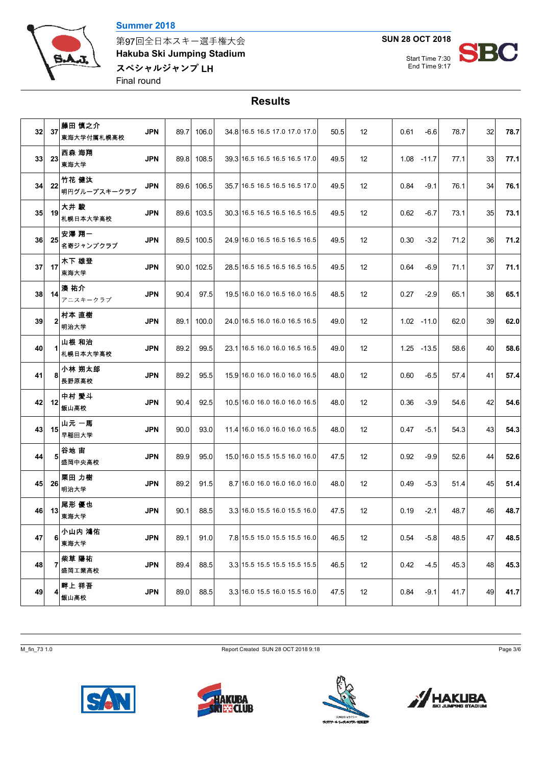Summer 2018

第97回全日本スキー選手権大会

Hakuba Ski Jumping Stadium

スペシャルジャンプ LH

Final round

SUN 28 OCT 2018

Start Time 7:30
End Time 9:17

## Results

| | | | | | | | | | | | | | |
|---|---|---|---|---|---|---|---|---|---|---|---|---|---|
| 32 | 37 | 藤田 慎之介<br>東海大学付属札幌高校 | JPN | 89.7 | 106.0 | 34.8 | 16.5 16.5 17.0 17.0 17.0 | 50.5 | 12 | 0.61 | -6.6 | 78.7 | 32 | 78.7 |
| 33 | 23 | 西森 海翔<br>東海大学 | JPN | 89.8 | 108.5 | 39.3 | 16.5 16.5 16.5 16.5 17.0 | 49.5 | 12 | 1.08 | -11.7 | 77.1 | 33 | 77.1 |
| 34 | 22 | 竹花 健汰<br>明円グループスキークラブ | JPN | 89.6 | 106.5 | 35.7 | 16.5 16.5 16.5 16.5 17.0 | 49.5 | 12 | 0.84 | -9.1 | 76.1 | 34 | 76.1 |
| 35 | 19 | 大井 駿<br>札幌日本大学高校 | JPN | 89.6 | 103.5 | 30.3 | 16.5 16.5 16.5 16.5 16.5 | 49.5 | 12 | 0.62 | -6.7 | 73.1 | 35 | 73.1 |
| 36 | 25 | 安澤 翔一<br>名寄ジャンプクラブ | JPN | 89.5 | 100.5 | 24.9 | 16.0 16.5 16.5 16.5 16.5 | 49.5 | 12 | 0.30 | -3.2 | 71.2 | 36 | 71.2 |
| 37 | 17 | 木下 雄登<br>東海大学 | JPN | 90.0 | 102.5 | 28.5 | 16.5 16.5 16.5 16.5 16.5 | 49.5 | 12 | 0.64 | -6.9 | 71.1 | 37 | 71.1 |
| 38 | 14 | 湊 祐介<br>アニスキークラブ | JPN | 90.4 | 97.5 | 19.5 | 16.0 16.0 16.5 16.0 16.5 | 48.5 | 12 | 0.27 | -2.9 | 65.1 | 38 | 65.1 |
| 39 | 2 | 村本 直樹<br>明治大学 | JPN | 89.1 | 100.0 | 24.0 | 16.5 16.0 16.0 16.5 16.5 | 49.0 | 12 | 1.02 | -11.0 | 62.0 | 39 | 62.0 |
| 40 | 1 | 山根 和治<br>札幌日本大学高校 | JPN | 89.2 | 99.5 | 23.1 | 16.5 16.0 16.0 16.5 16.5 | 49.0 | 12 | 1.25 | -13.5 | 58.6 | 40 | 58.6 |
| 41 | 8 | 小林 朔太郎<br>長野原高校 | JPN | 89.2 | 95.5 | 15.9 | 16.0 16.0 16.0 16.0 16.5 | 48.0 | 12 | 0.60 | -6.5 | 57.4 | 41 | 57.4 |
| 42 | 12 | 中村 愛斗<br>飯山高校 | JPN | 90.4 | 92.5 | 10.5 | 16.0 16.0 16.0 16.0 16.5 | 48.0 | 12 | 0.36 | -3.9 | 54.6 | 42 | 54.6 |
| 43 | 15 | 山元 一馬<br>早稲田大学 | JPN | 90.0 | 93.0 | 11.4 | 16.0 16.0 16.0 16.0 16.5 | 48.0 | 12 | 0.47 | -5.1 | 54.3 | 43 | 54.3 |
| 44 | 5 | 谷地 宙<br>盛岡中央高校 | JPN | 89.9 | 95.0 | 15.0 | 16.0 15.5 15.5 16.0 16.0 | 47.5 | 12 | 0.92 | -9.9 | 52.6 | 44 | 52.6 |
| 45 | 26 | 栗田 力樹<br>明治大学 | JPN | 89.2 | 91.5 | 8.7 | 16.0 16.0 16.0 16.0 16.0 | 48.0 | 12 | 0.49 | -5.3 | 51.4 | 45 | 51.4 |
| 46 | 13 | 尾形 優也<br>東海大学 | JPN | 90.1 | 88.5 | 3.3 | 16.0 15.5 16.0 15.5 16.0 | 47.5 | 12 | 0.19 | -2.1 | 48.7 | 46 | 48.7 |
| 47 | 6 | 小山内 鴻佑<br>東海大学 | JPN | 89.1 | 91.0 | 7.8 | 15.5 15.0 15.5 15.5 16.0 | 46.5 | 12 | 0.54 | -5.8 | 48.5 | 47 | 48.5 |
| 48 | 7 | 柴草 陽祐<br>盛岡工業高校 | JPN | 89.4 | 88.5 | 3.3 | 15.5 15.5 15.5 15.5 15.5 | 46.5 | 12 | 0.42 | -4.5 | 45.3 | 48 | 45.3 |
| 49 | 4 | 畔上 祥吾<br>飯山高校 | JPN | 89.0 | 88.5 | 3.3 | 16.0 15.5 16.0 15.5 16.0 | 47.5 | 12 | 0.84 | -9.1 | 41.7 | 49 | 41.7 |

M_fin_73 1.0 Report Created SUN 28 OCT 2018 9:18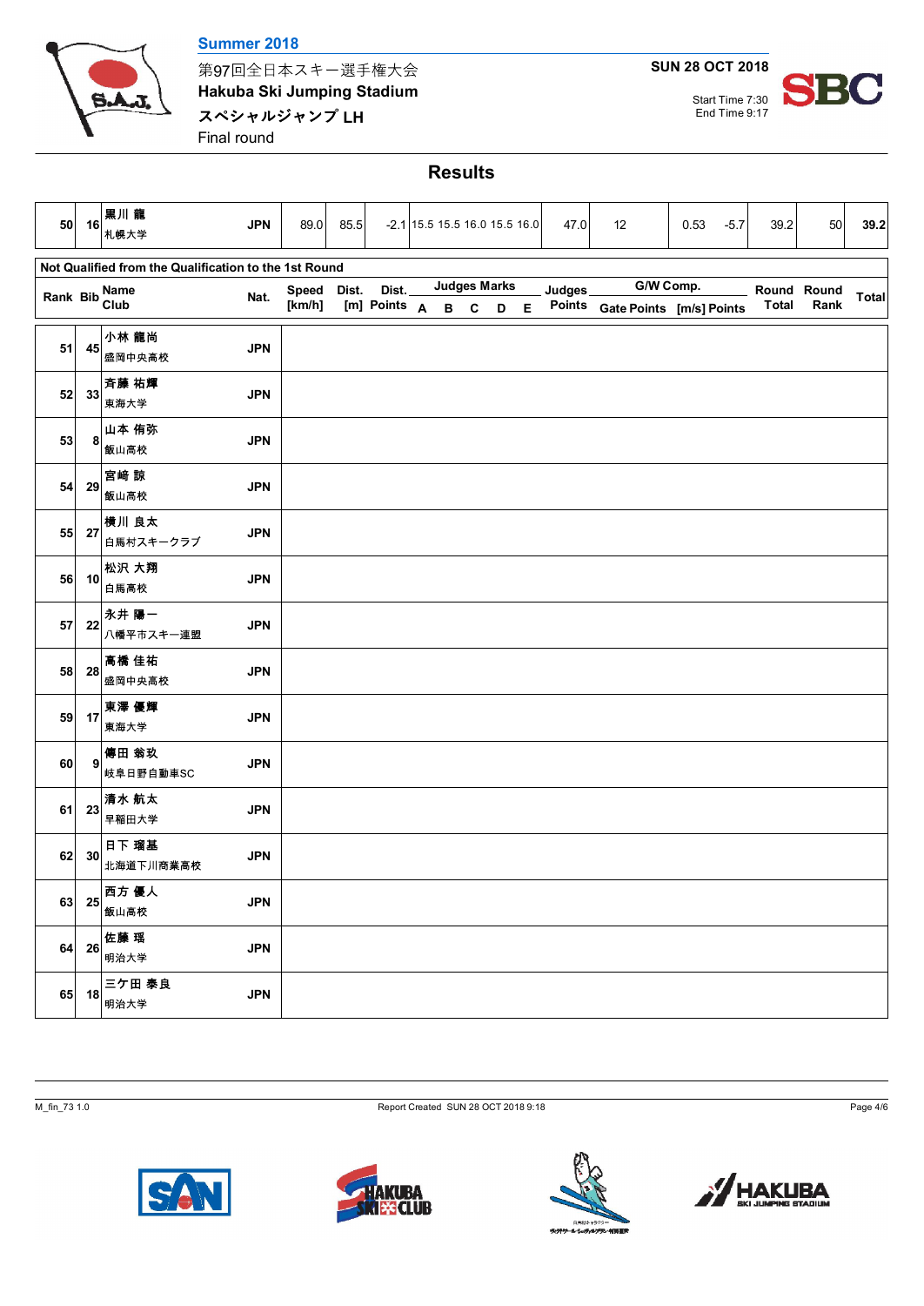Summer 2018

第97回全日本スキー選手権大会
**Hakuba Ski Jumping Stadium**
**スペシャルジャンプ LH**
Final round

**SUN 28 OCT 2018**

Start Time 7:30
End Time 9:17

## Results

| Rank | Bib | Name / Club | Nat. | Speed [km/h] | Dist. [m] | Dist. Points | A | B | C | D | E | Judges Points | Gate | Gate Points | [m/s] | Points | Round Total | Round Rank | Total |
|---|---|---|---|---|---|---|---|---|---|---|---|---|---|---|---|---|---|---|---|
| 50 | 16 | 黒川 龍 / 札幌大学 | JPN | 89.0 | 85.5 | -2.1 | 15.5 | 15.5 | 16.0 | 15.5 | 16.0 | 47.0 | 12 | | 0.53 | -5.7 | 39.2 | 50 | 39.2 |

**Not Qualified from the Qualification to the 1st Round**

| Rank | Bib | Name / Club | Nat. | Speed [km/h] | Dist. [m] | Dist. Points | A | B | C | D | E | Judges Points | Gate | Gate Points | [m/s] | Points | Round Total | Round Rank | Total |
|---|---|---|---|---|---|---|---|---|---|---|---|---|---|---|---|---|---|---|---|
| 51 | 45 | 小林 龍尚 / 盛岡中央高校 | JPN | | | | | | | | | | | | | | | | |
| 52 | 33 | 斉藤 祐輝 / 東海大学 | JPN | | | | | | | | | | | | | | | | |
| 53 | 8 | 山本 侑弥 / 飯山高校 | JPN | | | | | | | | | | | | | | | | |
| 54 | 29 | 宮崎 諒 / 飯山高校 | JPN | | | | | | | | | | | | | | | | |
| 55 | 27 | 横川 良太 / 白馬村スキークラブ | JPN | | | | | | | | | | | | | | | | |
| 56 | 10 | 松沢 大翔 / 白馬高校 | JPN | | | | | | | | | | | | | | | | |
| 57 | 22 | 永井 陽一 / 八幡平市スキー連盟 | JPN | | | | | | | | | | | | | | | | |
| 58 | 28 | 髙橋 佳祐 / 盛岡中央高校 | JPN | | | | | | | | | | | | | | | | |
| 59 | 17 | 東澤 優輝 / 東海大学 | JPN | | | | | | | | | | | | | | | | |
| 60 | 9 | 傳田 翁玖 / 岐阜日野自動車SC | JPN | | | | | | | | | | | | | | | | |
| 61 | 23 | 清水 航太 / 早稲田大学 | JPN | | | | | | | | | | | | | | | | |
| 62 | 30 | 日下 瑠基 / 北海道下川商業高校 | JPN | | | | | | | | | | | | | | | | |
| 63 | 25 | 西方 優人 / 飯山高校 | JPN | | | | | | | | | | | | | | | | |
| 64 | 26 | 佐藤 瑶 / 明治大学 | JPN | | | | | | | | | | | | | | | | |
| 65 | 18 | 三ケ田 泰良 / 明治大学 | JPN | | | | | | | | | | | | | | | | |

M_fin_73 1.0 Report Created SUN 28 OCT 2018 9:18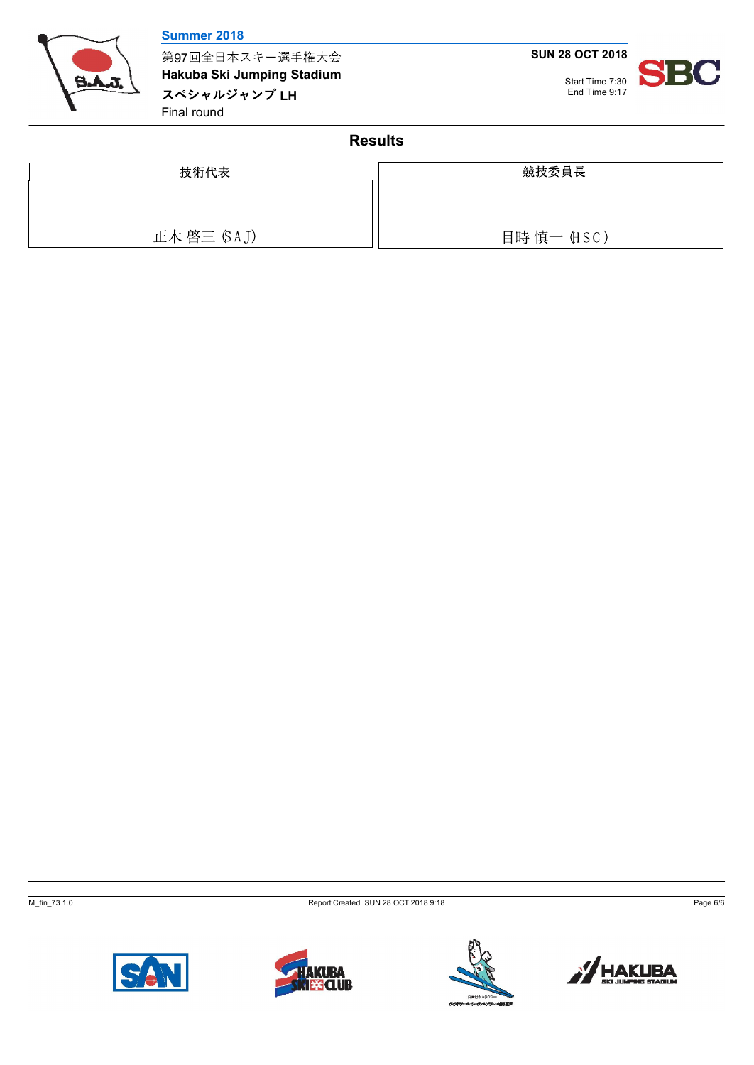**Summer 2018**

第97回全日本スキー選手権大会

**Hakuba Ski Jumping Stadium**

**スペシャルジャンプ LH**

Final round

**SUN 28 OCT 2018**

Start Time 7:30
End Time 9:17

## Results

| 技術代表 | 競技委員長 |
| --- | --- |
| 正木 啓三 (SAJ) | 目時 慎一 (HSC) |

M_fin_73 1.0 Report Created SUN 28 OCT 2018 9:18